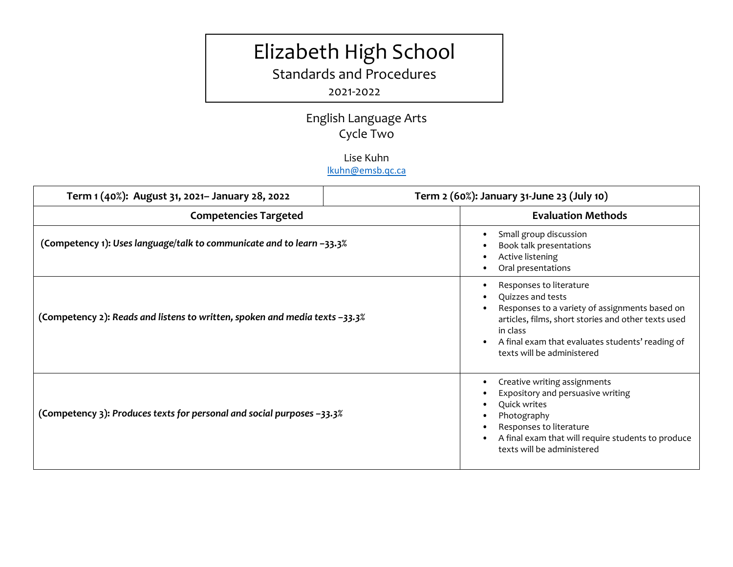# Elizabeth High School

## Standards and Procedures

2021-2022

English Language Arts
Cycle Two

Lise Kuhn
lkuhn@emsb.qc.ca

| **Term 1 (40%): August 31, 2021– January 28, 2022** | **Term 2 (60%): January 31-June 23 (July 10)** |
|---|---|
| **Competencies Targeted** | **Evaluation Methods** |
| **(Competency 1):** ***Uses language/talk to communicate and to learn –33.3%*** | • Small group discussion<br>• Book talk presentations<br>• Active listening<br>• Oral presentations |
| **(Competency 2):** ***Reads and listens to written, spoken and media texts –33.3%*** | • Responses to literature<br>• Quizzes and tests<br>• Responses to a variety of assignments based on articles, films, short stories and other texts used in class<br>• A final exam that evaluates students' reading of texts will be administered |
| **(Competency 3):** ***Produces texts for personal and social purposes –33.3%*** | • Creative writing assignments<br>• Expository and persuasive writing<br>• Quick writes<br>• Photography<br>• Responses to literature<br>• A final exam that will require students to produce texts will be administered |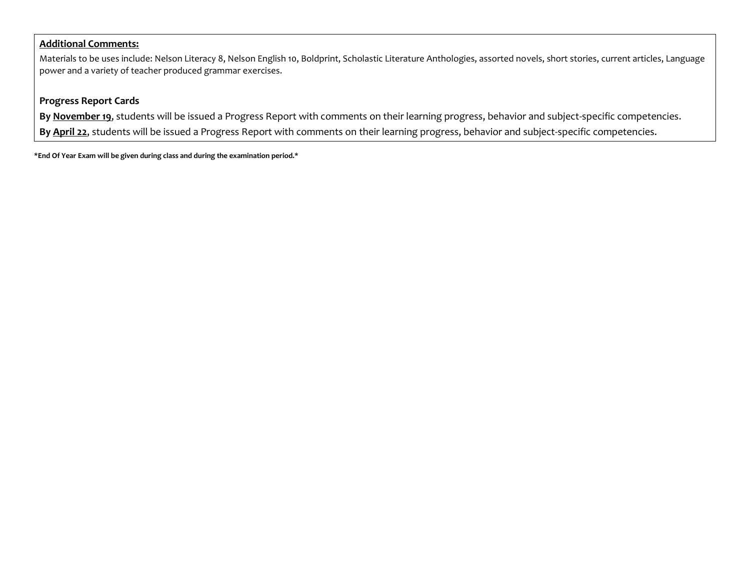**Additional Comments:**

Materials to be uses include: Nelson Literacy 8, Nelson English 10, Boldprint, Scholastic Literature Anthologies, assorted novels, short stories, current articles, Language power and a variety of teacher produced grammar exercises.

**Progress Report Cards**

**By November 19,** students will be issued a Progress Report with comments on their learning progress, behavior and subject-specific competencies.

**By April 22**, students will be issued a Progress Report with comments on their learning progress, behavior and subject-specific competencies.

**\*End Of Year Exam will be given during class and during the examination period.\***